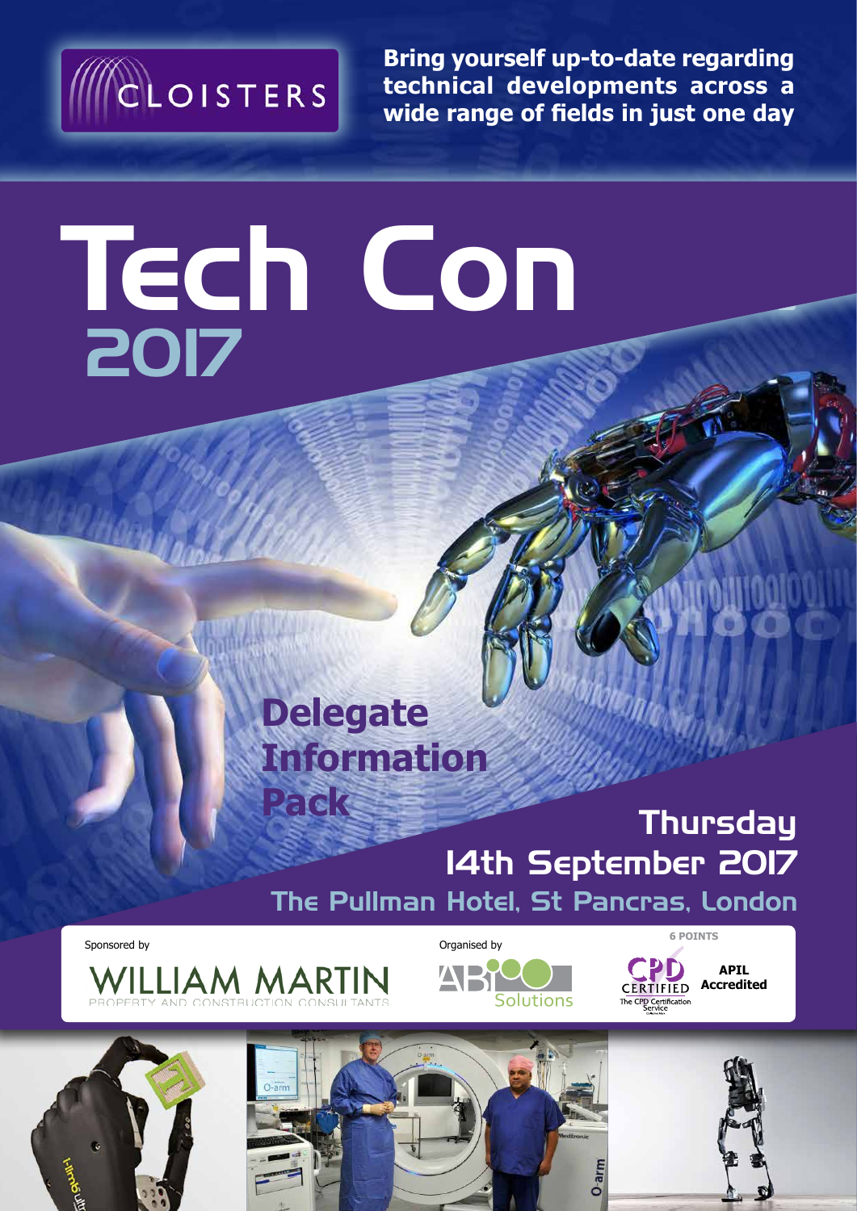CLOISTERS

**Bring yourself up-to-date regarding technical developments across a wide range of fields in just one day**

# Tech Con 2017

## Delegate Information Pack

**Thursday 14th September 2017**

**The Pullman Hotel, St Pancras, London**

Sponsored by

WILLIAM MARTIN
PROPERTY AND CONSTRUCTION CONSULTANTS

Organised by

ABI Solutions

6 POINTS

CPD CERTIFIED
The CPD Certification Service

**APIL Accredited**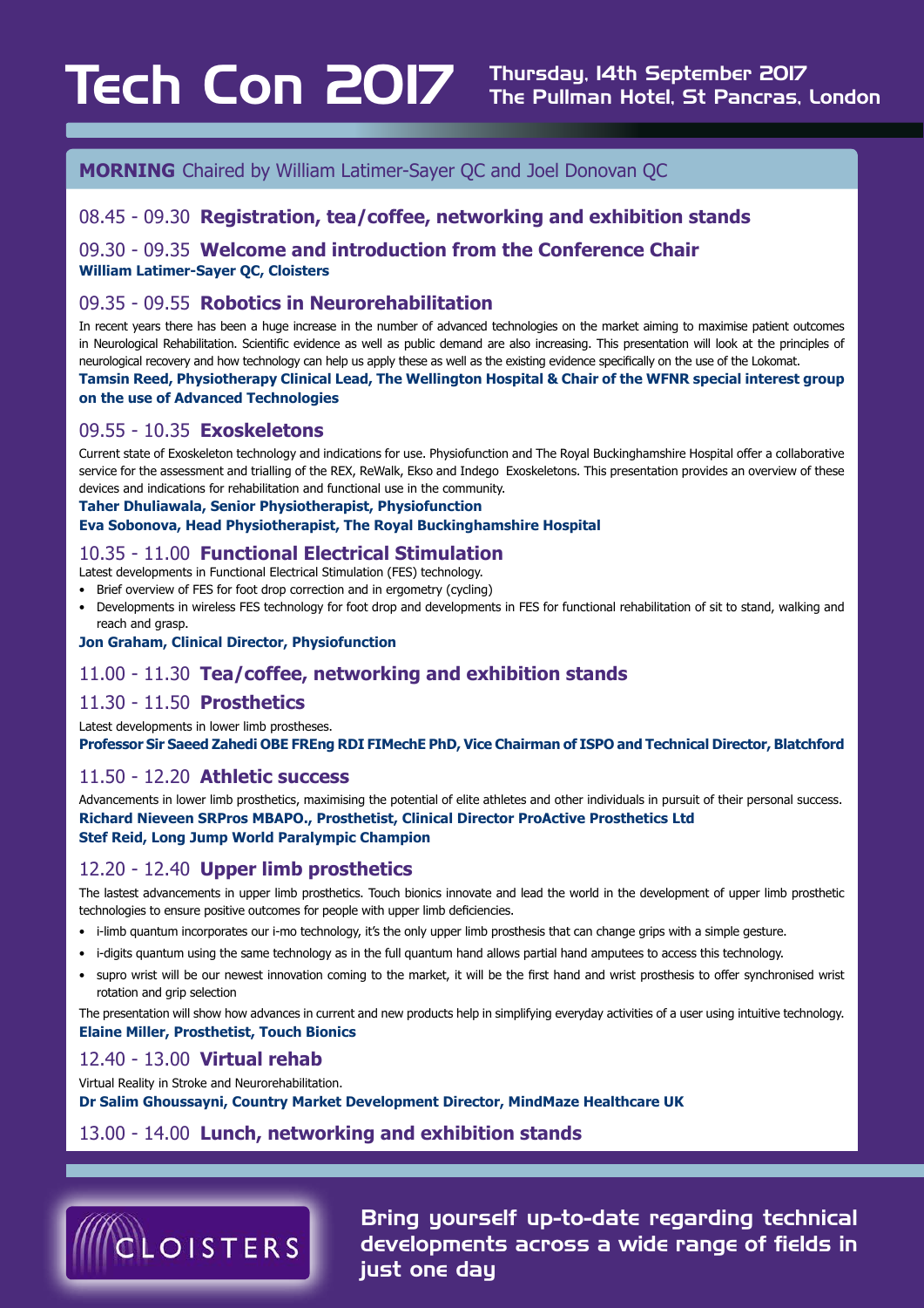# Tech Con 2017

Thursday, 14th September 2017
The Pullman Hotel, St Pancras, London

## MORNING Chaired by William Latimer-Sayer QC and Joel Donovan QC

### 08.45 - 09.30 Registration, tea/coffee, networking and exhibition stands

### 09.30 - 09.35 Welcome and introduction from the Conference Chair

**William Latimer-Sayer QC, Cloisters**

### 09.35 - 09.55 Robotics in Neurorehabilitation

In recent years there has been a huge increase in the number of advanced technologies on the market aiming to maximise patient outcomes in Neurological Rehabilitation. Scientific evidence as well as public demand are also increasing. This presentation will look at the principles of neurological recovery and how technology can help us apply these as well as the existing evidence specifically on the use of the Lokomat.

**Tamsin Reed, Physiotherapy Clinical Lead, The Wellington Hospital & Chair of the WFNR special interest group on the use of Advanced Technologies**

### 09.55 - 10.35 Exoskeletons

Current state of Exoskeleton technology and indications for use. Physiofunction and The Royal Buckinghamshire Hospital offer a collaborative service for the assessment and trialling of the REX, ReWalk, Ekso and Indego Exoskeletons. This presentation provides an overview of these devices and indications for rehabilitation and functional use in the community.

**Taher Dhuliawala, Senior Physiotherapist, Physiofunction**
**Eva Sobonova, Head Physiotherapist, The Royal Buckinghamshire Hospital**

### 10.35 - 11.00 Functional Electrical Stimulation

Latest developments in Functional Electrical Stimulation (FES) technology.

- Brief overview of FES for foot drop correction and in ergometry (cycling)
- Developments in wireless FES technology for foot drop and developments in FES for functional rehabilitation of sit to stand, walking and reach and grasp.

**Jon Graham, Clinical Director, Physiofunction**

### 11.00 - 11.30 Tea/coffee, networking and exhibition stands

### 11.30 - 11.50 Prosthetics

Latest developments in lower limb prostheses.

**Professor Sir Saeed Zahedi OBE FREng RDI FIMechE PhD, Vice Chairman of ISPO and Technical Director, Blatchford**

### 11.50 - 12.20 Athletic success

Advancements in lower limb prosthetics, maximising the potential of elite athletes and other individuals in pursuit of their personal success.

**Richard Nieveen SRPros MBAPO., Prosthetist, Clinical Director ProActive Prosthetics Ltd**
**Stef Reid, Long Jump World Paralympic Champion**

### 12.20 - 12.40 Upper limb prosthetics

The lastest advancements in upper limb prosthetics. Touch bionics innovate and lead the world in the development of upper limb prosthetic technologies to ensure positive outcomes for people with upper limb deficiencies.

- i-limb quantum incorporates our i-mo technology, it's the only upper limb prosthesis that can change grips with a simple gesture.
- i-digits quantum using the same technology as in the full quantum hand allows partial hand amputees to access this technology.
- supro wrist will be our newest innovation coming to the market, it will be the first hand and wrist prosthesis to offer synchronised wrist rotation and grip selection

The presentation will show how advances in current and new products help in simplifying everyday activities of a user using intuitive technology.

**Elaine Miller, Prosthetist, Touch Bionics**

### 12.40 - 13.00 Virtual rehab

Virtual Reality in Stroke and Neurorehabilitation.

**Dr Salim Ghoussayni, Country Market Development Director, MindMaze Healthcare UK**

### 13.00 - 14.00 Lunch, networking and exhibition stands

CLOISTERS

**Bring yourself up-to-date regarding technical developments across a wide range of fields in just one day**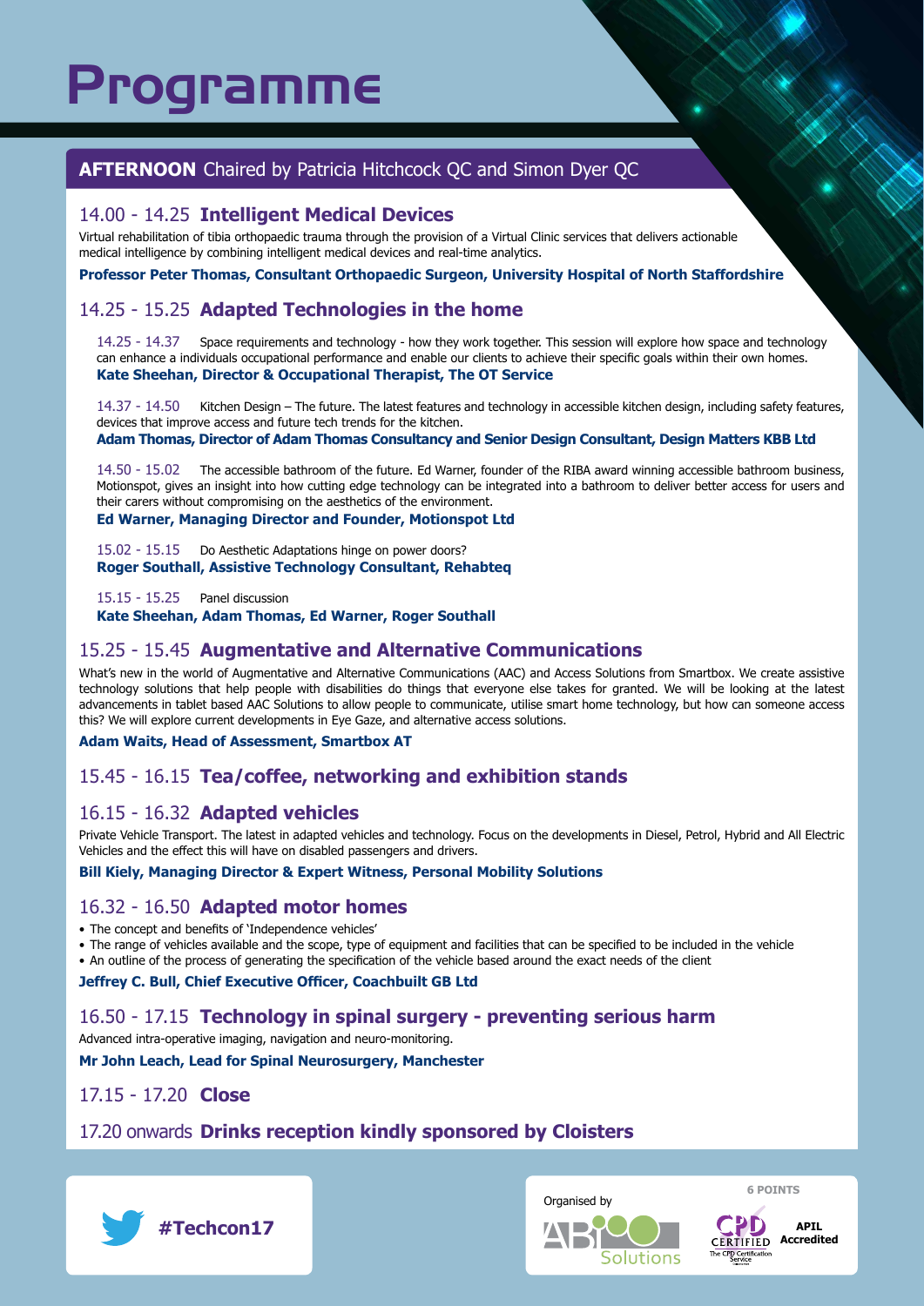# Programme

## AFTERNOON Chaired by Patricia Hitchcock QC and Simon Dyer QC

### 14.00 - 14.25 Intelligent Medical Devices

Virtual rehabilitation of tibia orthopaedic trauma through the provision of a Virtual Clinic services that delivers actionable medical intelligence by combining intelligent medical devices and real-time analytics.

**Professor Peter Thomas, Consultant Orthopaedic Surgeon, University Hospital of North Staffordshire**

### 14.25 - 15.25 Adapted Technologies in the home

14.25 - 14.37 Space requirements and technology - how they work together. This session will explore how space and technology can enhance a individuals occupational performance and enable our clients to achieve their specific goals within their own homes.
**Kate Sheehan, Director & Occupational Therapist, The OT Service**

14.37 - 14.50 Kitchen Design – The future. The latest features and technology in accessible kitchen design, including safety features, devices that improve access and future tech trends for the kitchen.
**Adam Thomas, Director of Adam Thomas Consultancy and Senior Design Consultant, Design Matters KBB Ltd**

14.50 - 15.02 The accessible bathroom of the future. Ed Warner, founder of the RIBA award winning accessible bathroom business, Motionspot, gives an insight into how cutting edge technology can be integrated into a bathroom to deliver better access for users and their carers without compromising on the aesthetics of the environment.
**Ed Warner, Managing Director and Founder, Motionspot Ltd**

15.02 - 15.15 Do Aesthetic Adaptations hinge on power doors?
**Roger Southall, Assistive Technology Consultant, Rehabteq**

15.15 - 15.25 Panel discussion
**Kate Sheehan, Adam Thomas, Ed Warner, Roger Southall**

### 15.25 - 15.45 Augmentative and Alternative Communications

What's new in the world of Augmentative and Alternative Communications (AAC) and Access Solutions from Smartbox. We create assistive technology solutions that help people with disabilities do things that everyone else takes for granted. We will be looking at the latest advancements in tablet based AAC Solutions to allow people to communicate, utilise smart home technology, but how can someone access this? We will explore current developments in Eye Gaze, and alternative access solutions.

**Adam Waits, Head of Assessment, Smartbox AT**

### 15.45 - 16.15 Tea/coffee, networking and exhibition stands

### 16.15 - 16.32 Adapted vehicles

Private Vehicle Transport. The latest in adapted vehicles and technology. Focus on the developments in Diesel, Petrol, Hybrid and All Electric Vehicles and the effect this will have on disabled passengers and drivers.

**Bill Kiely, Managing Director & Expert Witness, Personal Mobility Solutions**

### 16.32 - 16.50 Adapted motor homes

- The concept and benefits of 'Independence vehicles'
- The range of vehicles available and the scope, type of equipment and facilities that can be specified to be included in the vehicle
- An outline of the process of generating the specification of the vehicle based around the exact needs of the client

**Jeffrey C. Bull, Chief Executive Officer, Coachbuilt GB Ltd**

### 16.50 - 17.15 Technology in spinal surgery - preventing serious harm

Advanced intra-operative imaging, navigation and neuro-monitoring.

**Mr John Leach, Lead for Spinal Neurosurgery, Manchester**

### 17.15 - 17.20 Close

### 17.20 onwards Drinks reception kindly sponsored by Cloisters

#Techcon17

Organised by ABI Solutions

6 POINTS CPD CERTIFIED The CPD Certification Service

APIL Accredited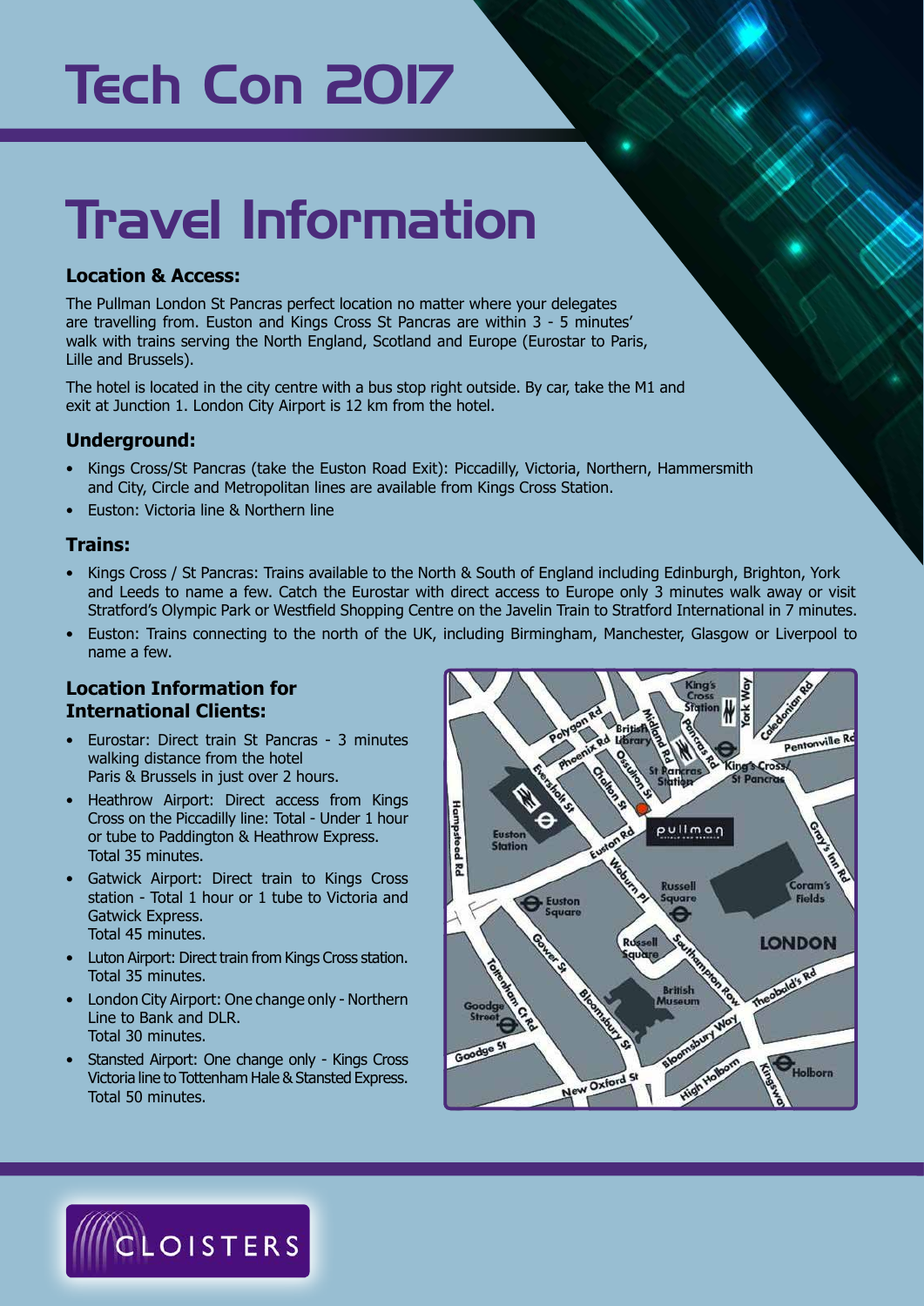# Tech Con 2017

# Travel Information

### Location & Access:

The Pullman London St Pancras perfect location no matter where your delegates are travelling from. Euston and Kings Cross St Pancras are within 3 - 5 minutes' walk with trains serving the North England, Scotland and Europe (Eurostar to Paris, Lille and Brussels).

The hotel is located in the city centre with a bus stop right outside. By car, take the M1 and exit at Junction 1. London City Airport is 12 km from the hotel.

### Underground:

- Kings Cross/St Pancras (take the Euston Road Exit): Piccadilly, Victoria, Northern, Hammersmith and City, Circle and Metropolitan lines are available from Kings Cross Station.
- Euston: Victoria line & Northern line

### Trains:

- Kings Cross / St Pancras: Trains available to the North & South of England including Edinburgh, Brighton, York and Leeds to name a few. Catch the Eurostar with direct access to Europe only 3 minutes walk away or visit Stratford's Olympic Park or Westfield Shopping Centre on the Javelin Train to Stratford International in 7 minutes.
- Euston: Trains connecting to the north of the UK, including Birmingham, Manchester, Glasgow or Liverpool to name a few.

### Location Information for International Clients:

- Eurostar: Direct train St Pancras - 3 minutes walking distance from the hotel
  Paris & Brussels in just over 2 hours.
- Heathrow Airport: Direct access from Kings Cross on the Piccadilly line: Total - Under 1 hour or tube to Paddington & Heathrow Express.
  Total 35 minutes.
- Gatwick Airport: Direct train to Kings Cross station - Total 1 hour or 1 tube to Victoria and Gatwick Express.
  Total 45 minutes.
- Luton Airport: Direct train from Kings Cross station.
  Total 35 minutes.
- London City Airport: One change only - Northern Line to Bank and DLR.
  Total 30 minutes.
- Stansted Airport: One change only - Kings Cross Victoria line to Tottenham Hale & Stansted Express.
  Total 50 minutes.

King's Cross Station
York Way
Caledonian Rd
Pentonville Rd
King's Cross/ St Pancras
Pancras Rd
Midland Rd
British Library
St Pancras Station
Polygon Rd
Phoenix Rd
Ossulston St
Chalton St
Eversholt St
Euston Station
Hampstead Rd
Euston Rd
pullman
Gray's Inn Rd
Woburn Pl
Russell Square
Coram's Fields
Euston Square
Gower St
Russell Square
Southampton Row
LONDON
Tottenham Ct Rd
British Museum
Theobald's Rd
Goodge Street
Bloomsbury St
Bloomsbury Way
Goodge St
High Holborn
Kingsway
Holborn
New Oxford St

CLOISTERS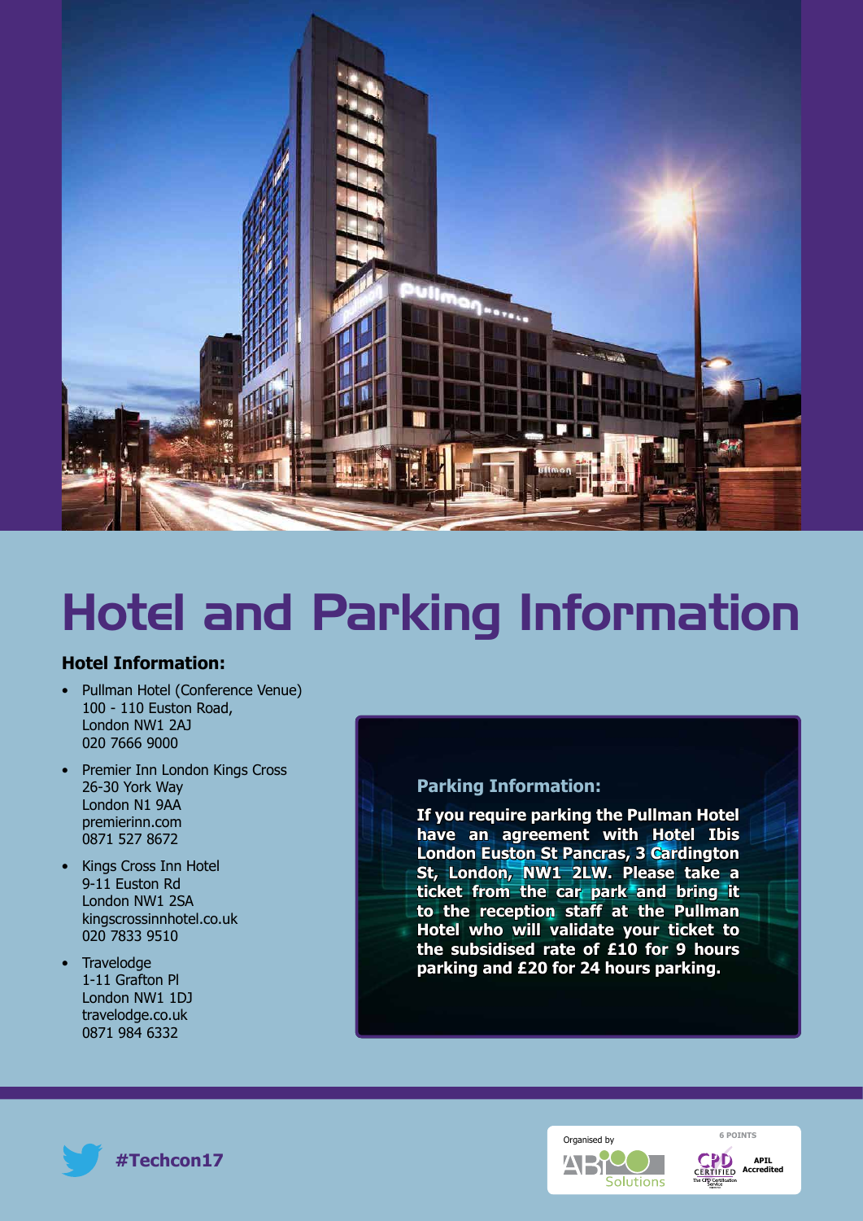# Hotel and Parking Information

### Hotel Information:

- Pullman Hotel (Conference Venue)
  100 - 110 Euston Road,
  London NW1 2AJ
  020 7666 9000
- Premier Inn London Kings Cross
  26-30 York Way
  London N1 9AA
  premierinn.com
  0871 527 8672
- Kings Cross Inn Hotel
  9-11 Euston Rd
  London NW1 2SA
  kingscrossinnhotel.co.uk
  020 7833 9510
- Travelodge
  1-11 Grafton Pl
  London NW1 1DJ
  travelodge.co.uk
  0871 984 6332

### Parking Information:

**If you require parking the Pullman Hotel have an agreement with Hotel Ibis London Euston St Pancras, 3 Cardington St, London, NW1 2LW. Please take a ticket from the car park and bring it to the reception staff at the Pullman Hotel who will validate your ticket to the subsidised rate of £10 for 9 hours parking and £20 for 24 hours parking.**

#Techcon17

Organised by ABI Solutions

6 POINTS CPD CERTIFIED The CPD Certification Service

APIL Accredited